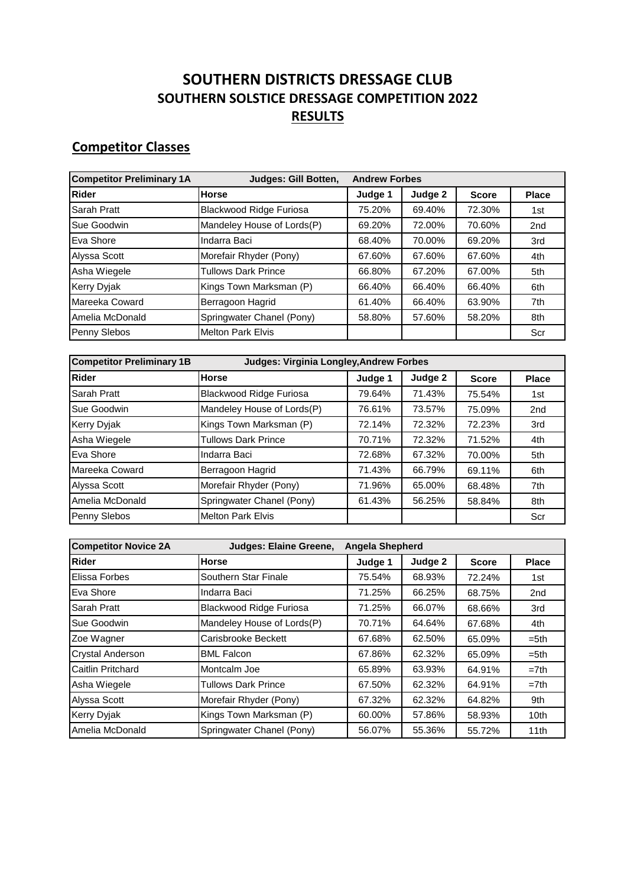# SOUTHERN DISTRICTS DRESSAGE CLUB
## SOUTHERN SOLSTICE DRESSAGE COMPETITION 2022
## RESULTS

## Competitor Classes

| Competitor Preliminary 1A | Judges: Gill Botten, Andrew Forbes | | | | |
|---|---|---|---|---|---|
| **Rider** | **Horse** | **Judge 1** | **Judge 2** | **Score** | **Place** |
| Sarah Pratt | Blackwood Ridge Furiosa | 75.20% | 69.40% | 72.30% | 1st |
| Sue Goodwin | Mandeley House of Lords(P) | 69.20% | 72.00% | 70.60% | 2nd |
| Eva Shore | Indarra Baci | 68.40% | 70.00% | 69.20% | 3rd |
| Alyssa Scott | Morefair Rhyder (Pony) | 67.60% | 67.60% | 67.60% | 4th |
| Asha Wiegele | Tullows Dark Prince | 66.80% | 67.20% | 67.00% | 5th |
| Kerry Dyjak | Kings Town Marksman (P) | 66.40% | 66.40% | 66.40% | 6th |
| Mareeka Coward | Berragoon Hagrid | 61.40% | 66.40% | 63.90% | 7th |
| Amelia McDonald | Springwater Chanel (Pony) | 58.80% | 57.60% | 58.20% | 8th |
| Penny Slebos | Melton Park Elvis | | | | Scr |

| Competitor Preliminary 1B | Judges: Virginia Longley,Andrew Forbes | | | | |
|---|---|---|---|---|---|
| **Rider** | **Horse** | **Judge 1** | **Judge 2** | **Score** | **Place** |
| Sarah Pratt | Blackwood Ridge Furiosa | 79.64% | 71.43% | 75.54% | 1st |
| Sue Goodwin | Mandeley House of Lords(P) | 76.61% | 73.57% | 75.09% | 2nd |
| Kerry Dyjak | Kings Town Marksman (P) | 72.14% | 72.32% | 72.23% | 3rd |
| Asha Wiegele | Tullows Dark Prince | 70.71% | 72.32% | 71.52% | 4th |
| Eva Shore | Indarra Baci | 72.68% | 67.32% | 70.00% | 5th |
| Mareeka Coward | Berragoon Hagrid | 71.43% | 66.79% | 69.11% | 6th |
| Alyssa Scott | Morefair Rhyder (Pony) | 71.96% | 65.00% | 68.48% | 7th |
| Amelia McDonald | Springwater Chanel (Pony) | 61.43% | 56.25% | 58.84% | 8th |
| Penny Slebos | Melton Park Elvis | | | | Scr |

| Competitor Novice 2A | Judges: Elaine Greene, Angela Shepherd | | | | |
|---|---|---|---|---|---|
| **Rider** | **Horse** | **Judge 1** | **Judge 2** | **Score** | **Place** |
| Elissa Forbes | Southern Star Finale | 75.54% | 68.93% | 72.24% | 1st |
| Eva Shore | Indarra Baci | 71.25% | 66.25% | 68.75% | 2nd |
| Sarah Pratt | Blackwood Ridge Furiosa | 71.25% | 66.07% | 68.66% | 3rd |
| Sue Goodwin | Mandeley House of Lords(P) | 70.71% | 64.64% | 67.68% | 4th |
| Zoe Wagner | Carisbrooke Beckett | 67.68% | 62.50% | 65.09% | =5th |
| Crystal Anderson | BML Falcon | 67.86% | 62.32% | 65.09% | =5th |
| Caitlin Pritchard | Montcalm Joe | 65.89% | 63.93% | 64.91% | =7th |
| Asha Wiegele | Tullows Dark Prince | 67.50% | 62.32% | 64.91% | =7th |
| Alyssa Scott | Morefair Rhyder (Pony) | 67.32% | 62.32% | 64.82% | 9th |
| Kerry Dyjak | Kings Town Marksman (P) | 60.00% | 57.86% | 58.93% | 10th |
| Amelia McDonald | Springwater Chanel (Pony) | 56.07% | 55.36% | 55.72% | 11th |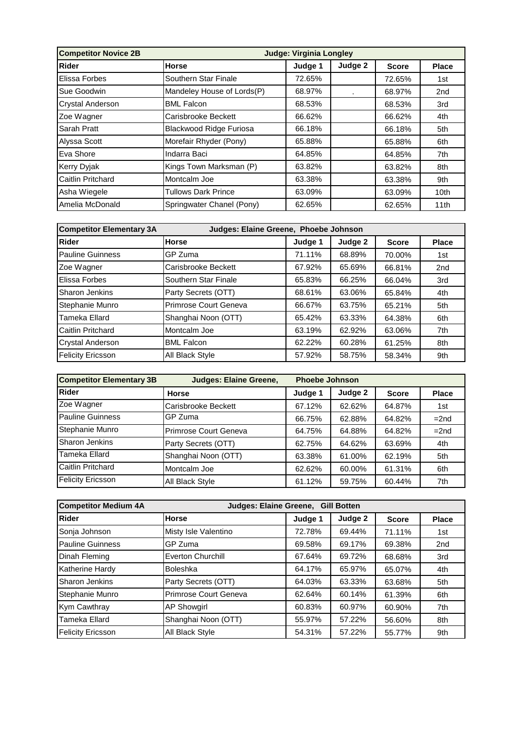| Competitor Novice 2B | Judge: Virginia Longley | | | | |
|---|---|---|---|---|---|
| **Rider** | **Horse** | **Judge 1** | **Judge 2** | **Score** | **Place** |
| Elissa Forbes | Southern Star Finale | 72.65% | | 72.65% | 1st |
| Sue Goodwin | Mandeley House of Lords(P) | 68.97% | . | 68.97% | 2nd |
| Crystal Anderson | BML Falcon | 68.53% | | 68.53% | 3rd |
| Zoe Wagner | Carisbrooke Beckett | 66.62% | | 66.62% | 4th |
| Sarah Pratt | Blackwood Ridge Furiosa | 66.18% | | 66.18% | 5th |
| Alyssa Scott | Morefair Rhyder (Pony) | 65.88% | | 65.88% | 6th |
| Eva Shore | Indarra Baci | 64.85% | | 64.85% | 7th |
| Kerry Dyjak | Kings Town Marksman (P) | 63.82% | | 63.82% | 8th |
| Caitlin Pritchard | Montcalm Joe | 63.38% | | 63.38% | 9th |
| Asha Wiegele | Tullows Dark Prince | 63.09% | | 63.09% | 10th |
| Amelia McDonald | Springwater Chanel (Pony) | 62.65% | | 62.65% | 11th |

| Competitor Elementary 3A | Judges: Elaine Greene, Phoebe Johnson | | | | |
|---|---|---|---|---|---|
| **Rider** | **Horse** | **Judge 1** | **Judge 2** | **Score** | **Place** |
| Pauline Guinness | GP Zuma | 71.11% | 68.89% | 70.00% | 1st |
| Zoe Wagner | Carisbrooke Beckett | 67.92% | 65.69% | 66.81% | 2nd |
| Elissa Forbes | Southern Star Finale | 65.83% | 66.25% | 66.04% | 3rd |
| Sharon Jenkins | Party Secrets (OTT) | 68.61% | 63.06% | 65.84% | 4th |
| Stephanie Munro | Primrose Court Geneva | 66.67% | 63.75% | 65.21% | 5th |
| Tameka Ellard | Shanghai Noon (OTT) | 65.42% | 63.33% | 64.38% | 6th |
| Caitlin Pritchard | Montcalm Joe | 63.19% | 62.92% | 63.06% | 7th |
| Crystal Anderson | BML Falcon | 62.22% | 60.28% | 61.25% | 8th |
| Felicity Ericsson | All Black Style | 57.92% | 58.75% | 58.34% | 9th |

| Competitor Elementary 3B | Judges: Elaine Greene, Phoebe Johnson | | | | |
|---|---|---|---|---|---|
| **Rider** | **Horse** | **Judge 1** | **Judge 2** | **Score** | **Place** |
| Zoe Wagner | Carisbrooke Beckett | 67.12% | 62.62% | 64.87% | 1st |
| Pauline Guinness | GP Zuma | 66.75% | 62.88% | 64.82% | =2nd |
| Stephanie Munro | Primrose Court Geneva | 64.75% | 64.88% | 64.82% | =2nd |
| Sharon Jenkins | Party Secrets (OTT) | 62.75% | 64.62% | 63.69% | 4th |
| Tameka Ellard | Shanghai Noon (OTT) | 63.38% | 61.00% | 62.19% | 5th |
| Caitlin Pritchard | Montcalm Joe | 62.62% | 60.00% | 61.31% | 6th |
| Felicity Ericsson | All Black Style | 61.12% | 59.75% | 60.44% | 7th |

| Competitor Medium 4A | Judges: Elaine Greene, Gill Botten | | | | |
|---|---|---|---|---|---|
| **Rider** | **Horse** | **Judge 1** | **Judge 2** | **Score** | **Place** |
| Sonja Johnson | Misty Isle Valentino | 72.78% | 69.44% | 71.11% | 1st |
| Pauline Guinness | GP Zuma | 69.58% | 69.17% | 69.38% | 2nd |
| Dinah Fleming | Everton Churchill | 67.64% | 69.72% | 68.68% | 3rd |
| Katherine Hardy | Boleshka | 64.17% | 65.97% | 65.07% | 4th |
| Sharon Jenkins | Party Secrets (OTT) | 64.03% | 63.33% | 63.68% | 5th |
| Stephanie Munro | Primrose Court Geneva | 62.64% | 60.14% | 61.39% | 6th |
| Kym Cawthray | AP Showgirl | 60.83% | 60.97% | 60.90% | 7th |
| Tameka Ellard | Shanghai Noon (OTT) | 55.97% | 57.22% | 56.60% | 8th |
| Felicity Ericsson | All Black Style | 54.31% | 57.22% | 55.77% | 9th |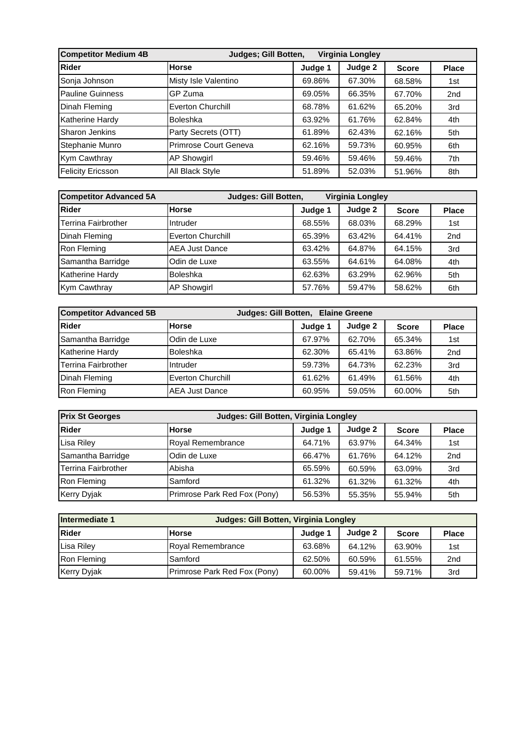| Competitor Medium 4B | Judges; Gill Botten, Virginia Longley | | | | |
|---|---|---|---|---|---|
| **Rider** | **Horse** | **Judge 1** | **Judge 2** | **Score** | **Place** |
| Sonja Johnson | Misty Isle Valentino | 69.86% | 67.30% | 68.58% | 1st |
| Pauline Guinness | GP Zuma | 69.05% | 66.35% | 67.70% | 2nd |
| Dinah Fleming | Everton Churchill | 68.78% | 61.62% | 65.20% | 3rd |
| Katherine Hardy | Boleshka | 63.92% | 61.76% | 62.84% | 4th |
| Sharon Jenkins | Party Secrets (OTT) | 61.89% | 62.43% | 62.16% | 5th |
| Stephanie Munro | Primrose Court Geneva | 62.16% | 59.73% | 60.95% | 6th |
| Kym Cawthray | AP Showgirl | 59.46% | 59.46% | 59.46% | 7th |
| Felicity Ericsson | All Black Style | 51.89% | 52.03% | 51.96% | 8th |

| Competitor Advanced 5A | Judges: Gill Botten, Virginia Longley | | | | |
|---|---|---|---|---|---|
| **Rider** | **Horse** | **Judge 1** | **Judge 2** | **Score** | **Place** |
| Terrina Fairbrother | Intruder | 68.55% | 68.03% | 68.29% | 1st |
| Dinah Fleming | Everton Churchill | 65.39% | 63.42% | 64.41% | 2nd |
| Ron Fleming | AEA Just Dance | 63.42% | 64.87% | 64.15% | 3rd |
| Samantha Barridge | Odin de Luxe | 63.55% | 64.61% | 64.08% | 4th |
| Katherine Hardy | Boleshka | 62.63% | 63.29% | 62.96% | 5th |
| Kym Cawthray | AP Showgirl | 57.76% | 59.47% | 58.62% | 6th |

| Competitor Advanced 5B | Judges: Gill Botten, Elaine Greene | | | | |
|---|---|---|---|---|---|
| **Rider** | **Horse** | **Judge 1** | **Judge 2** | **Score** | **Place** |
| Samantha Barridge | Odin de Luxe | 67.97% | 62.70% | 65.34% | 1st |
| Katherine Hardy | Boleshka | 62.30% | 65.41% | 63.86% | 2nd |
| Terrina Fairbrother | Intruder | 59.73% | 64.73% | 62.23% | 3rd |
| Dinah Fleming | Everton Churchill | 61.62% | 61.49% | 61.56% | 4th |
| Ron Fleming | AEA Just Dance | 60.95% | 59.05% | 60.00% | 5th |

| Prix St Georges | Judges: Gill Botten, Virginia Longley | | | | |
|---|---|---|---|---|---|
| **Rider** | **Horse** | **Judge 1** | **Judge 2** | **Score** | **Place** |
| Lisa Riley | Royal Remembrance | 64.71% | 63.97% | 64.34% | 1st |
| Samantha Barridge | Odin de Luxe | 66.47% | 61.76% | 64.12% | 2nd |
| Terrina Fairbrother | Abisha | 65.59% | 60.59% | 63.09% | 3rd |
| Ron Fleming | Samford | 61.32% | 61.32% | 61.32% | 4th |
| Kerry Dyjak | Primrose Park Red Fox (Pony) | 56.53% | 55.35% | 55.94% | 5th |

| Intermediate 1 | Judges: Gill Botten, Virginia Longley | | | | |
|---|---|---|---|---|---|
| **Rider** | **Horse** | **Judge 1** | **Judge 2** | **Score** | **Place** |
| Lisa Riley | Royal Remembrance | 63.68% | 64.12% | 63.90% | 1st |
| Ron Fleming | Samford | 62.50% | 60.59% | 61.55% | 2nd |
| Kerry Dyjak | Primrose Park Red Fox (Pony) | 60.00% | 59.41% | 59.71% | 3rd |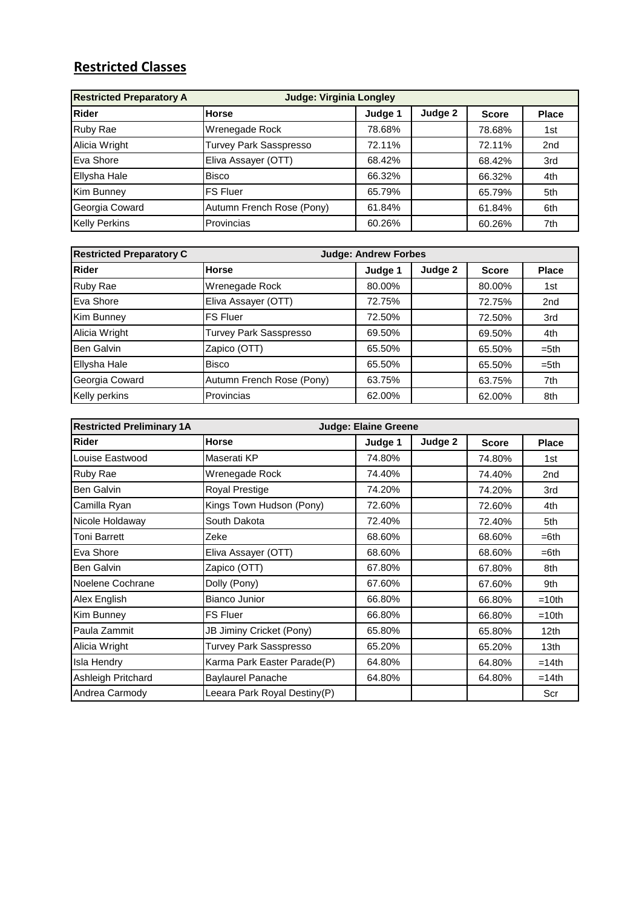## Restricted Classes

| Restricted Preparatory A | Judge: Virginia Longley | | | | |
|---|---|---|---|---|---|
| **Rider** | **Horse** | **Judge 1** | **Judge 2** | **Score** | **Place** |
| Ruby Rae | Wrenegade Rock | 78.68% | | 78.68% | 1st |
| Alicia Wright | Turvey Park Sasspresso | 72.11% | | 72.11% | 2nd |
| Eva Shore | Eliva Assayer (OTT) | 68.42% | | 68.42% | 3rd |
| Ellysha Hale | Bisco | 66.32% | | 66.32% | 4th |
| Kim Bunney | FS Fluer | 65.79% | | 65.79% | 5th |
| Georgia Coward | Autumn French Rose (Pony) | 61.84% | | 61.84% | 6th |
| Kelly Perkins | Provincias | 60.26% | | 60.26% | 7th |

| Restricted Preparatory C | Judge: Andrew Forbes | | | | |
|---|---|---|---|---|---|
| **Rider** | **Horse** | **Judge 1** | **Judge 2** | **Score** | **Place** |
| Ruby Rae | Wrenegade Rock | 80.00% | | 80.00% | 1st |
| Eva Shore | Eliva Assayer (OTT) | 72.75% | | 72.75% | 2nd |
| Kim Bunney | FS Fluer | 72.50% | | 72.50% | 3rd |
| Alicia Wright | Turvey Park Sasspresso | 69.50% | | 69.50% | 4th |
| Ben Galvin | Zapico (OTT) | 65.50% | | 65.50% | =5th |
| Ellysha Hale | Bisco | 65.50% | | 65.50% | =5th |
| Georgia Coward | Autumn French Rose (Pony) | 63.75% | | 63.75% | 7th |
| Kelly perkins | Provincias | 62.00% | | 62.00% | 8th |

| Restricted Preliminary 1A | Judge: Elaine Greene | | | | |
|---|---|---|---|---|---|
| **Rider** | **Horse** | **Judge 1** | **Judge 2** | **Score** | **Place** |
| Louise Eastwood | Maserati KP | 74.80% | | 74.80% | 1st |
| Ruby Rae | Wrenegade Rock | 74.40% | | 74.40% | 2nd |
| Ben Galvin | Royal Prestige | 74.20% | | 74.20% | 3rd |
| Camilla Ryan | Kings Town Hudson (Pony) | 72.60% | | 72.60% | 4th |
| Nicole Holdaway | South Dakota | 72.40% | | 72.40% | 5th |
| Toni Barrett | Zeke | 68.60% | | 68.60% | =6th |
| Eva Shore | Eliva Assayer (OTT) | 68.60% | | 68.60% | =6th |
| Ben Galvin | Zapico (OTT) | 67.80% | | 67.80% | 8th |
| Noelene Cochrane | Dolly (Pony) | 67.60% | | 67.60% | 9th |
| Alex English | Bianco Junior | 66.80% | | 66.80% | =10th |
| Kim Bunney | FS Fluer | 66.80% | | 66.80% | =10th |
| Paula Zammit | JB Jiminy Cricket (Pony) | 65.80% | | 65.80% | 12th |
| Alicia Wright | Turvey Park Sasspresso | 65.20% | | 65.20% | 13th |
| Isla Hendry | Karma Park Easter Parade(P) | 64.80% | | 64.80% | =14th |
| Ashleigh Pritchard | Baylaurel Panache | 64.80% | | 64.80% | =14th |
| Andrea Carmody | Leeara Park Royal Destiny(P) | | | | Scr |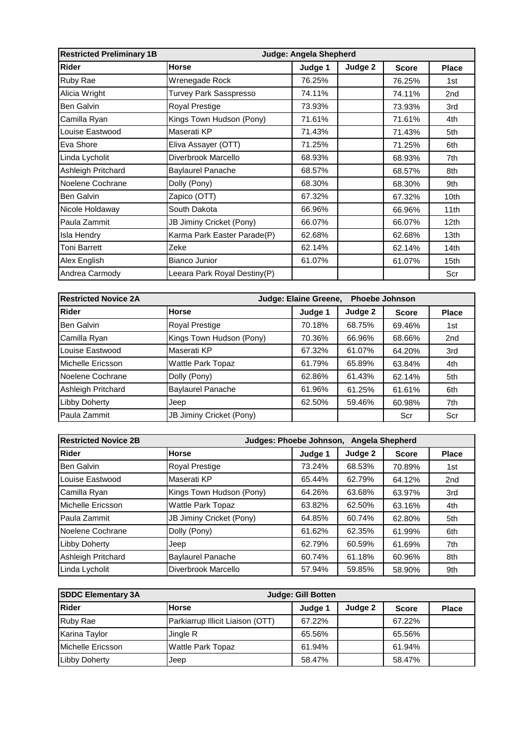| Restricted Preliminary 1B | Judge: Angela Shepherd | | | | |
|---|---|---|---|---|---|
| **Rider** | **Horse** | **Judge 1** | **Judge 2** | **Score** | **Place** |
| Ruby Rae | Wrenegade Rock | 76.25% | | 76.25% | 1st |
| Alicia Wright | Turvey Park Sasspresso | 74.11% | | 74.11% | 2nd |
| Ben Galvin | Royal Prestige | 73.93% | | 73.93% | 3rd |
| Camilla Ryan | Kings Town Hudson (Pony) | 71.61% | | 71.61% | 4th |
| Louise Eastwood | Maserati KP | 71.43% | | 71.43% | 5th |
| Eva Shore | Eliva Assayer (OTT) | 71.25% | | 71.25% | 6th |
| Linda Lycholit | Diverbrook Marcello | 68.93% | | 68.93% | 7th |
| Ashleigh Pritchard | Baylaurel Panache | 68.57% | | 68.57% | 8th |
| Noelene Cochrane | Dolly (Pony) | 68.30% | | 68.30% | 9th |
| Ben Galvin | Zapico (OTT) | 67.32% | | 67.32% | 10th |
| Nicole Holdaway | South Dakota | 66.96% | | 66.96% | 11th |
| Paula Zammit | JB Jiminy Cricket (Pony) | 66.07% | | 66.07% | 12th |
| Isla Hendry | Karma Park Easter Parade(P) | 62.68% | | 62.68% | 13th |
| Toni Barrett | Zeke | 62.14% | | 62.14% | 14th |
| Alex English | Bianco Junior | 61.07% | | 61.07% | 15th |
| Andrea Carmody | Leeara Park Royal Destiny(P) | | | | Scr |

| Restricted Novice 2A | Judge: Elaine Greene, Phoebe Johnson | | | | |
|---|---|---|---|---|---|
| **Rider** | **Horse** | **Judge 1** | **Judge 2** | **Score** | **Place** |
| Ben Galvin | Royal Prestige | 70.18% | 68.75% | 69.46% | 1st |
| Camilla Ryan | Kings Town Hudson (Pony) | 70.36% | 66.96% | 68.66% | 2nd |
| Louise Eastwood | Maserati KP | 67.32% | 61.07% | 64.20% | 3rd |
| Michelle Ericsson | Wattle Park Topaz | 61.79% | 65.89% | 63.84% | 4th |
| Noelene Cochrane | Dolly (Pony) | 62.86% | 61.43% | 62.14% | 5th |
| Ashleigh Pritchard | Baylaurel Panache | 61.96% | 61.25% | 61.61% | 6th |
| Libby Doherty | Jeep | 62.50% | 59.46% | 60.98% | 7th |
| Paula Zammit | JB Jiminy Cricket (Pony) | | | Scr | Scr |

| Restricted Novice 2B | Judges: Phoebe Johnson, Angela Shepherd | | | | |
|---|---|---|---|---|---|
| **Rider** | **Horse** | **Judge 1** | **Judge 2** | **Score** | **Place** |
| Ben Galvin | Royal Prestige | 73.24% | 68.53% | 70.89% | 1st |
| Louise Eastwood | Maserati KP | 65.44% | 62.79% | 64.12% | 2nd |
| Camilla Ryan | Kings Town Hudson (Pony) | 64.26% | 63.68% | 63.97% | 3rd |
| Michelle Ericsson | Wattle Park Topaz | 63.82% | 62.50% | 63.16% | 4th |
| Paula Zammit | JB Jiminy Cricket (Pony) | 64.85% | 60.74% | 62.80% | 5th |
| Noelene Cochrane | Dolly (Pony) | 61.62% | 62.35% | 61.99% | 6th |
| Libby Doherty | Jeep | 62.79% | 60.59% | 61.69% | 7th |
| Ashleigh Pritchard | Baylaurel Panache | 60.74% | 61.18% | 60.96% | 8th |
| Linda Lycholit | Diverbrook Marcello | 57.94% | 59.85% | 58.90% | 9th |

| SDDC Elementary 3A | Judge: Gill Botten | | | | |
|---|---|---|---|---|---|
| **Rider** | **Horse** | **Judge 1** | **Judge 2** | **Score** | **Place** |
| Ruby Rae | Parkiarrup Illicit Liaison (OTT) | 67.22% | | 67.22% | |
| Karina Taylor | Jingle R | 65.56% | | 65.56% | |
| Michelle Ericsson | Wattle Park Topaz | 61.94% | | 61.94% | |
| Libby Doherty | Jeep | 58.47% | | 58.47% | |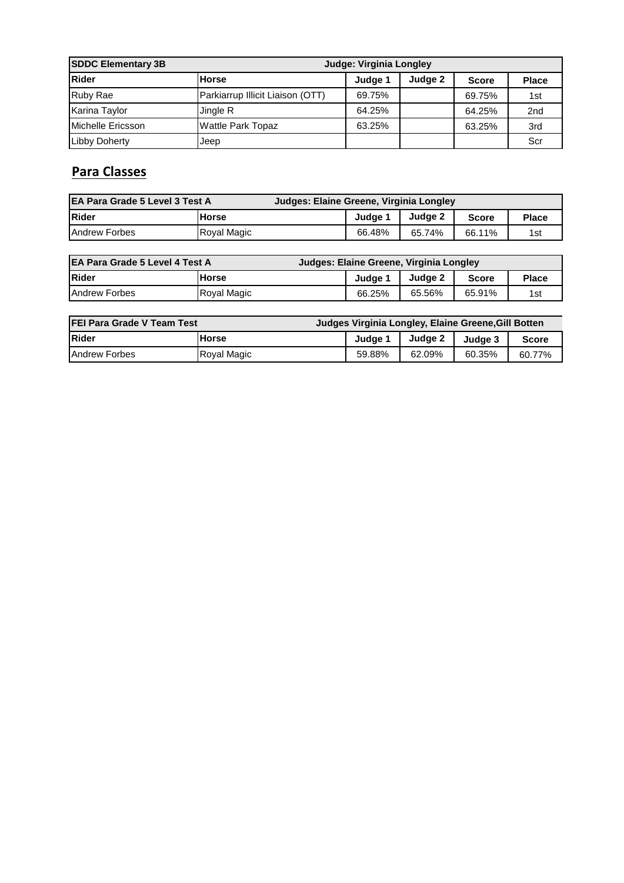| SDDC Elementary 3B | Judge: Virginia Longley | | | | |
|---|---|---|---|---|---|
| **Rider** | **Horse** | **Judge 1** | **Judge 2** | **Score** | **Place** |
| Ruby Rae | Parkiarrup Illicit Liaison (OTT) | 69.75% | | 69.75% | 1st |
| Karina Taylor | Jingle R | 64.25% | | 64.25% | 2nd |
| Michelle Ericsson | Wattle Park Topaz | 63.25% | | 63.25% | 3rd |
| Libby Doherty | Jeep | | | | Scr |

## Para Classes

| EA Para Grade 5 Level 3 Test A | Judges: Elaine Greene, Virginia Longley | | | | |
|---|---|---|---|---|---|
| **Rider** | **Horse** | **Judge 1** | **Judge 2** | **Score** | **Place** |
| Andrew Forbes | Royal Magic | 66.48% | 65.74% | 66.11% | 1st |

| EA Para Grade 5 Level 4 Test A | Judges: Elaine Greene, Virginia Longley | | | | |
|---|---|---|---|---|---|
| **Rider** | **Horse** | **Judge 1** | **Judge 2** | **Score** | **Place** |
| Andrew Forbes | Royal Magic | 66.25% | 65.56% | 65.91% | 1st |

| FEI Para Grade V Team Test | Judges Virginia Longley, Elaine Greene,Gill Botten | | | | |
|---|---|---|---|---|---|
| **Rider** | **Horse** | **Judge 1** | **Judge 2** | **Judge 3** | **Score** |
| Andrew Forbes | Royal Magic | 59.88% | 62.09% | 60.35% | 60.77% |